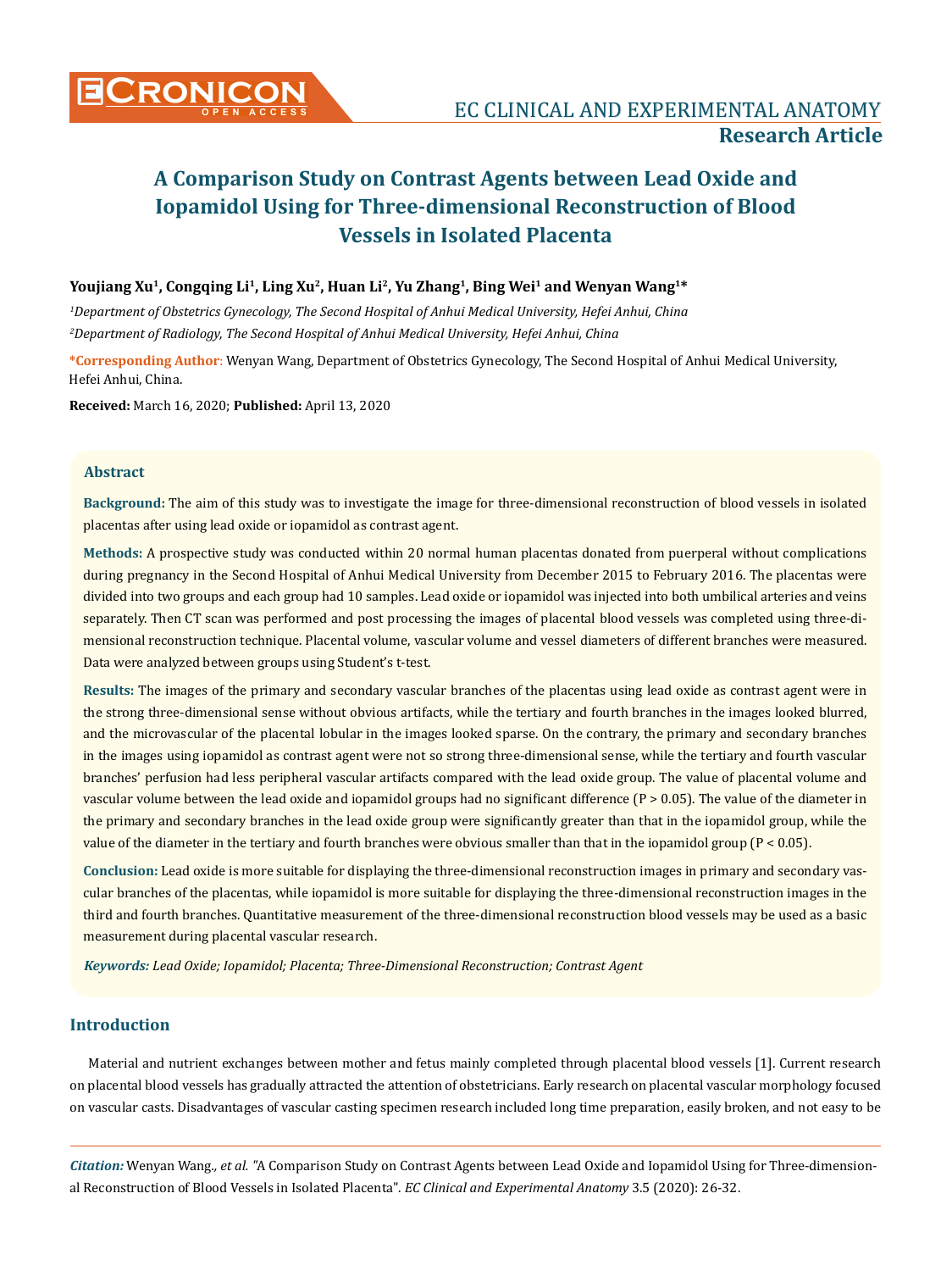**Research Article**

# A Comparison Study on Contrast Agents between Lead Oxide and Iopamidol Using for Three-dimensional Reconstruction of Blood Vessels in Isolated Placenta

**Youjiang Xu[1], Congqing Li[1], Ling Xu[2], Huan Li[2], Yu Zhang[1], Bing Wei[1] and Wenyan Wang[1]***

*[1]Department of Obstetrics Gynecology, The Second Hospital of Anhui Medical University, Hefei Anhui, China*

*[2]Department of Radiology, The Second Hospital of Anhui Medical University, Hefei Anhui, China*

***Corresponding Author**: Wenyan Wang, Department of Obstetrics Gynecology, The Second Hospital of Anhui Medical University, Hefei Anhui, China.

**Received:** March 16, 2020; **Published:** April 13, 2020

## Abstract

**Background:** The aim of this study was to investigate the image for three-dimensional reconstruction of blood vessels in isolated placentas after using lead oxide or iopamidol as contrast agent.

**Methods:** A prospective study was conducted within 20 normal human placentas donated from puerperal without complications during pregnancy in the Second Hospital of Anhui Medical University from December 2015 to February 2016. The placentas were divided into two groups and each group had 10 samples. Lead oxide or iopamidol was injected into both umbilical arteries and veins separately. Then CT scan was performed and post processing the images of placental blood vessels was completed using three-dimensional reconstruction technique. Placental volume, vascular volume and vessel diameters of different branches were measured. Data were analyzed between groups using Student's t-test.

**Results:** The images of the primary and secondary vascular branches of the placentas using lead oxide as contrast agent were in the strong three-dimensional sense without obvious artifacts, while the tertiary and fourth branches in the images looked blurred, and the microvascular of the placental lobular in the images looked sparse. On the contrary, the primary and secondary branches in the images using iopamidol as contrast agent were not so strong three-dimensional sense, while the tertiary and fourth vascular branches' perfusion had less peripheral vascular artifacts compared with the lead oxide group. The value of placental volume and vascular volume between the lead oxide and iopamidol groups had no significant difference ($P > 0.05$). The value of the diameter in the primary and secondary branches in the lead oxide group were significantly greater than that in the iopamidol group, while the value of the diameter in the tertiary and fourth branches were obvious smaller than that in the iopamidol group ($P < 0.05$).

**Conclusion:** Lead oxide is more suitable for displaying the three-dimensional reconstruction images in primary and secondary vascular branches of the placentas, while iopamidol is more suitable for displaying the three-dimensional reconstruction images in the third and fourth branches. Quantitative measurement of the three-dimensional reconstruction blood vessels may be used as a basic measurement during placental vascular research.

***Keywords:** Lead Oxide; Iopamidol; Placenta; Three-Dimensional Reconstruction; Contrast Agent*

## Introduction

Material and nutrient exchanges between mother and fetus mainly completed through placental blood vessels [1]. Current research on placental blood vessels has gradually attracted the attention of obstetricians. Early research on placental vascular morphology focused on vascular casts. Disadvantages of vascular casting specimen research included long time preparation, easily broken, and not easy to be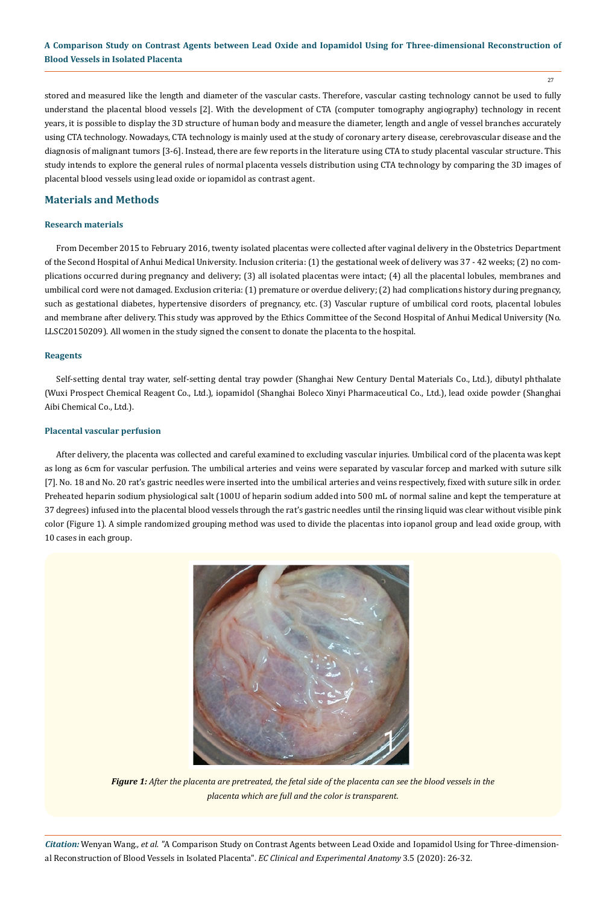stored and measured like the length and diameter of the vascular casts. Therefore, vascular casting technology cannot be used to fully understand the placental blood vessels [2]. With the development of CTA (computer tomography angiography) technology in recent years, it is possible to display the 3D structure of human body and measure the diameter, length and angle of vessel branches accurately using CTA technology. Nowadays, CTA technology is mainly used at the study of coronary artery disease, cerebrovascular disease and the diagnosis of malignant tumors [3-6]. Instead, there are few reports in the literature using CTA to study placental vascular structure. This study intends to explore the general rules of normal placenta vessels distribution using CTA technology by comparing the 3D images of placental blood vessels using lead oxide or iopamidol as contrast agent.

## Materials and Methods

### Research materials

From December 2015 to February 2016, twenty isolated placentas were collected after vaginal delivery in the Obstetrics Department of the Second Hospital of Anhui Medical University. Inclusion criteria: (1) the gestational week of delivery was 37 - 42 weeks; (2) no complications occurred during pregnancy and delivery; (3) all isolated placentas were intact; (4) all the placental lobules, membranes and umbilical cord were not damaged. Exclusion criteria: (1) premature or overdue delivery; (2) had complications history during pregnancy, such as gestational diabetes, hypertensive disorders of pregnancy, etc. (3) Vascular rupture of umbilical cord roots, placental lobules and membrane after delivery. This study was approved by the Ethics Committee of the Second Hospital of Anhui Medical University (No. LLSC20150209). All women in the study signed the consent to donate the placenta to the hospital.

### Reagents

Self-setting dental tray water, self-setting dental tray powder (Shanghai New Century Dental Materials Co., Ltd.), dibutyl phthalate (Wuxi Prospect Chemical Reagent Co., Ltd.), iopamidol (Shanghai Boleco Xinyi Pharmaceutical Co., Ltd.), lead oxide powder (Shanghai Aibi Chemical Co., Ltd.).

### Placental vascular perfusion

After delivery, the placenta was collected and careful examined to excluding vascular injuries. Umbilical cord of the placenta was kept as long as 6cm for vascular perfusion. The umbilical arteries and veins were separated by vascular forcep and marked with suture silk [7]. No. 18 and No. 20 rat's gastric needles were inserted into the umbilical arteries and veins respectively, fixed with suture silk in order. Preheated heparin sodium physiological salt (100U of heparin sodium added into 500 mL of normal saline and kept the temperature at 37 degrees) infused into the placental blood vessels through the rat's gastric needles until the rinsing liquid was clear without visible pink color (Figure 1). A simple randomized grouping method was used to divide the placentas into iopanol group and lead oxide group, with 10 cases in each group.

***Figure 1:*** *After the placenta are pretreated, the fetal side of the placenta can see the blood vessels in the placenta which are full and the color is transparent.*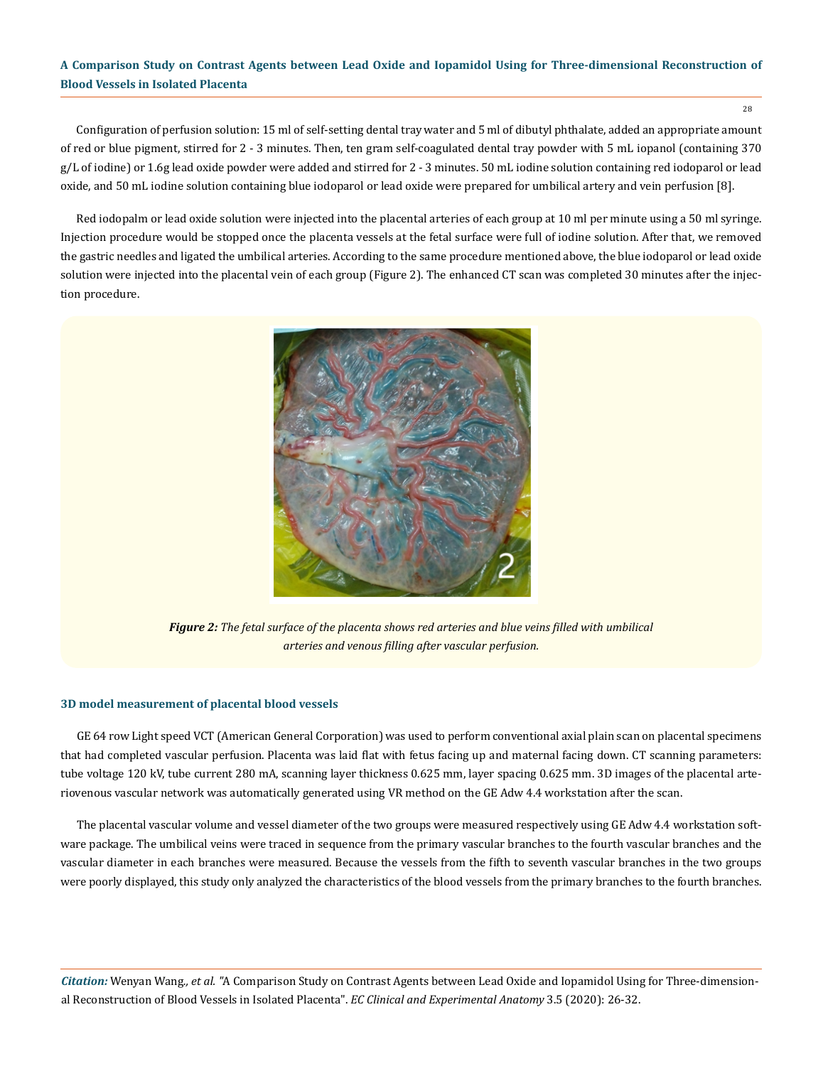Configuration of perfusion solution: 15 ml of self-setting dental tray water and 5 ml of dibutyl phthalate, added an appropriate amount of red or blue pigment, stirred for 2 - 3 minutes. Then, ten gram self-coagulated dental tray powder with 5 mL iopanol (containing 370 g/L of iodine) or 1.6g lead oxide powder were added and stirred for 2 - 3 minutes. 50 mL iodine solution containing red iodoparol or lead oxide, and 50 mL iodine solution containing blue iodoparol or lead oxide were prepared for umbilical artery and vein perfusion [8].

Red iodopalm or lead oxide solution were injected into the placental arteries of each group at 10 ml per minute using a 50 ml syringe. Injection procedure would be stopped once the placenta vessels at the fetal surface were full of iodine solution. After that, we removed the gastric needles and ligated the umbilical arteries. According to the same procedure mentioned above, the blue iodoparol or lead oxide solution were injected into the placental vein of each group (Figure 2). The enhanced CT scan was completed 30 minutes after the injection procedure.

***Figure 2:*** *The fetal surface of the placenta shows red arteries and blue veins filled with umbilical arteries and venous filling after vascular perfusion.*

### 3D model measurement of placental blood vessels

GE 64 row Light speed VCT (American General Corporation) was used to perform conventional axial plain scan on placental specimens that had completed vascular perfusion. Placenta was laid flat with fetus facing up and maternal facing down. CT scanning parameters: tube voltage 120 kV, tube current 280 mA, scanning layer thickness 0.625 mm, layer spacing 0.625 mm. 3D images of the placental arteriovenous vascular network was automatically generated using VR method on the GE Adw 4.4 workstation after the scan.

The placental vascular volume and vessel diameter of the two groups were measured respectively using GE Adw 4.4 workstation software package. The umbilical veins were traced in sequence from the primary vascular branches to the fourth vascular branches and the vascular diameter in each branches were measured. Because the vessels from the fifth to seventh vascular branches in the two groups were poorly displayed, this study only analyzed the characteristics of the blood vessels from the primary branches to the fourth branches.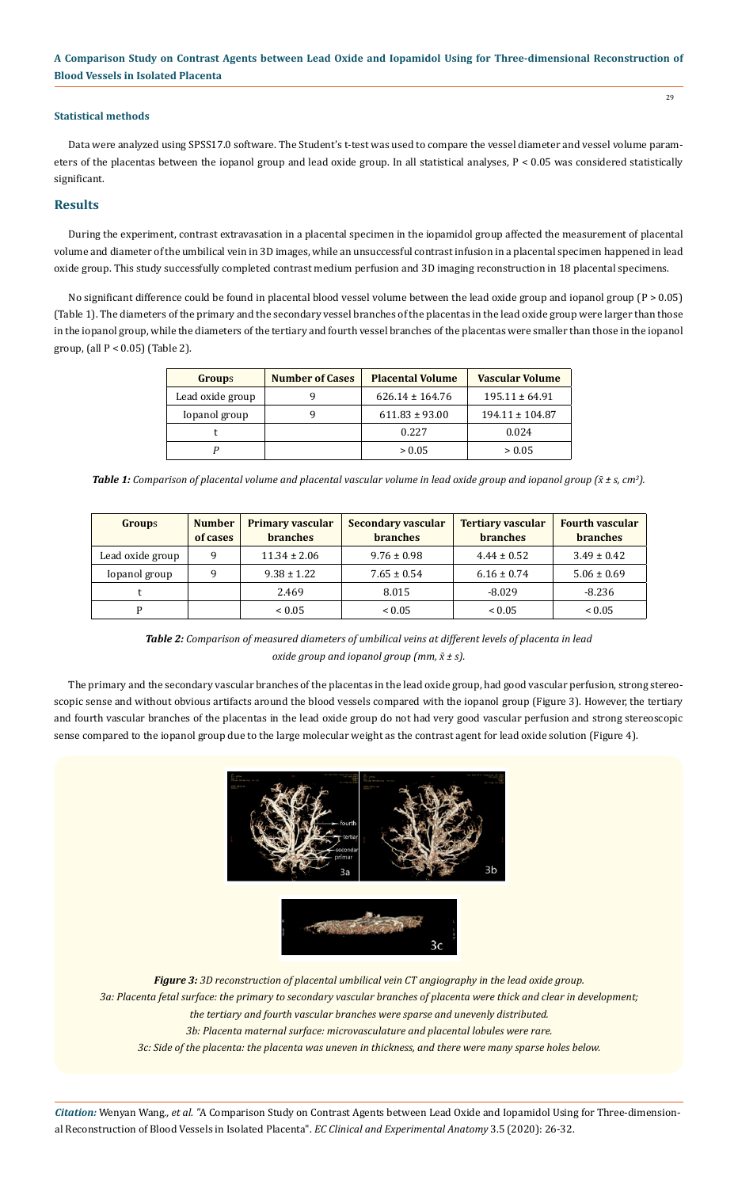#### Statistical methods

Data were analyzed using SPSS17.0 software. The Student's t-test was used to compare the vessel diameter and vessel volume parameters of the placentas between the iopanol group and lead oxide group. In all statistical analyses, $P < 0.05$ was considered statistically significant.

## Results

During the experiment, contrast extravasation in a placental specimen in the iopamidol group affected the measurement of placental volume and diameter of the umbilical vein in 3D images, while an unsuccessful contrast infusion in a placental specimen happened in lead oxide group. This study successfully completed contrast medium perfusion and 3D imaging reconstruction in 18 placental specimens.

No significant difference could be found in placental blood vessel volume between the lead oxide group and iopanol group ($P > 0.05$) (Table 1). The diameters of the primary and the secondary vessel branches of the placentas in the lead oxide group were larger than those in the iopanol group, while the diameters of the tertiary and fourth vessel branches of the placentas were smaller than those in the iopanol group, (all $P < 0.05$) (Table 2).

| Groups | Number of Cases | Placental Volume | Vascular Volume |
|---|---|---|---|
| Lead oxide group | 9 | 626.14 ± 164.76 | 195.11 ± 64.91 |
| Iopanol group | 9 | 611.83 ± 93.00 | 194.11 ± 104.87 |
| t | | 0.227 | 0.024 |
| *P* | | > 0.05 | > 0.05 |

***Table 1:*** *Comparison of placental volume and placental vascular volume in lead oxide group and iopanol group ($\bar{x} \pm s$, $cm^3$).*

| Groups | Number of cases | Primary vascular branches | Secondary vascular branches | Tertiary vascular branches | Fourth vascular branches |
|---|---|---|---|---|---|
| Lead oxide group | 9 | 11.34 ± 2.06 | 9.76 ± 0.98 | 4.44 ± 0.52 | 3.49 ± 0.42 |
| Iopanol group | 9 | 9.38 ± 1.22 | 7.65 ± 0.54 | 6.16 ± 0.74 | 5.06 ± 0.69 |
| t | | 2.469 | 8.015 | -8.029 | -8.236 |
| P | | < 0.05 | < 0.05 | < 0.05 | < 0.05 |

***Table 2:*** *Comparison of measured diameters of umbilical veins at different levels of placenta in lead oxide group and iopanol group (mm, $\bar{x} \pm s$).*

The primary and the secondary vascular branches of the placentas in the lead oxide group, had good vascular perfusion, strong stereoscopic sense and without obvious artifacts around the blood vessels compared with the iopanol group (Figure 3). However, the tertiary and fourth vascular branches of the placentas in the lead oxide group do not had very good vascular perfusion and strong stereoscopic sense compared to the iopanol group due to the large molecular weight as the contrast agent for lead oxide solution (Figure 4).

***Figure 3:*** *3D reconstruction of placental umbilical vein CT angiography in the lead oxide group.*
*3a: Placenta fetal surface: the primary to secondary vascular branches of placenta were thick and clear in development; the tertiary and fourth vascular branches were sparse and unevenly distributed.*
*3b: Placenta maternal surface: microvasculature and placental lobules were rare.*
*3c: Side of the placenta: the placenta was uneven in thickness, and there were many sparse holes below.*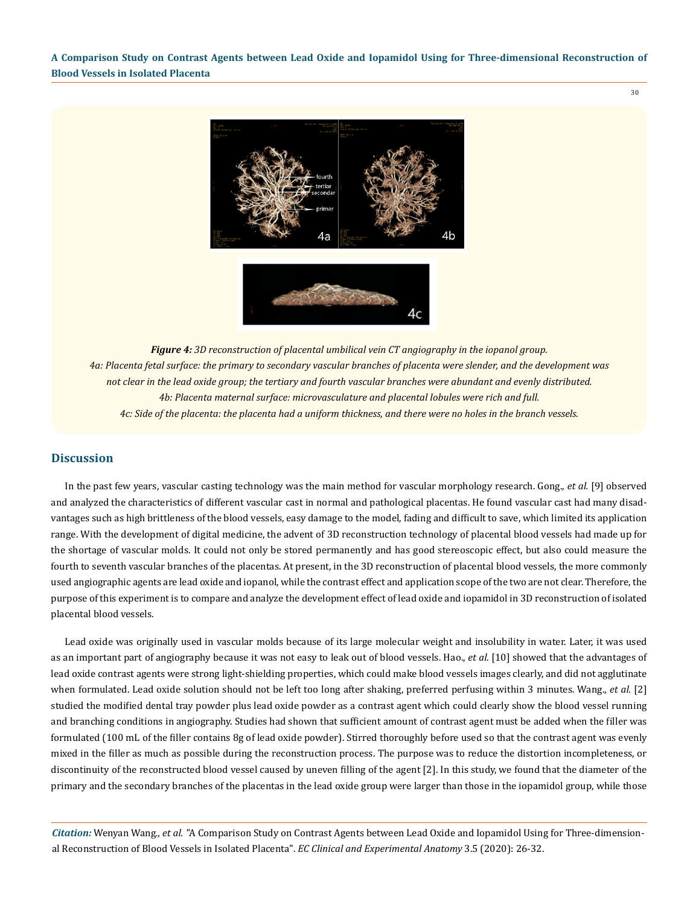*Figure 4: 3D reconstruction of placental umbilical vein CT angiography in the iopanol group.*

*4a: Placenta fetal surface: the primary to secondary vascular branches of placenta were slender, and the development was not clear in the lead oxide group; the tertiary and fourth vascular branches were abundant and evenly distributed.*

*4b: Placenta maternal surface: microvasculature and placental lobules were rich and full.*

*4c: Side of the placenta: the placenta had a uniform thickness, and there were no holes in the branch vessels.*

## Discussion

In the past few years, vascular casting technology was the main method for vascular morphology research. Gong., *et al.* [9] observed and analyzed the characteristics of different vascular cast in normal and pathological placentas. He found vascular cast had many disadvantages such as high brittleness of the blood vessels, easy damage to the model, fading and difficult to save, which limited its application range. With the development of digital medicine, the advent of 3D reconstruction technology of placental blood vessels had made up for the shortage of vascular molds. It could not only be stored permanently and has good stereoscopic effect, but also could measure the fourth to seventh vascular branches of the placentas. At present, in the 3D reconstruction of placental blood vessels, the more commonly used angiographic agents are lead oxide and iopanol, while the contrast effect and application scope of the two are not clear. Therefore, the purpose of this experiment is to compare and analyze the development effect of lead oxide and iopamidol in 3D reconstruction of isolated placental blood vessels.

Lead oxide was originally used in vascular molds because of its large molecular weight and insolubility in water. Later, it was used as an important part of angiography because it was not easy to leak out of blood vessels. Hao., *et al.* [10] showed that the advantages of lead oxide contrast agents were strong light-shielding properties, which could make blood vessels images clearly, and did not agglutinate when formulated. Lead oxide solution should not be left too long after shaking, preferred perfusing within 3 minutes. Wang., *et al.* [2] studied the modified dental tray powder plus lead oxide powder as a contrast agent which could clearly show the blood vessel running and branching conditions in angiography. Studies had shown that sufficient amount of contrast agent must be added when the filler was formulated (100 mL of the filler contains 8g of lead oxide powder). Stirred thoroughly before used so that the contrast agent was evenly mixed in the filler as much as possible during the reconstruction process. The purpose was to reduce the distortion incompleteness, or discontinuity of the reconstructed blood vessel caused by uneven filling of the agent [2]. In this study, we found that the diameter of the primary and the secondary branches of the placentas in the lead oxide group were larger than those in the iopamidol group, while those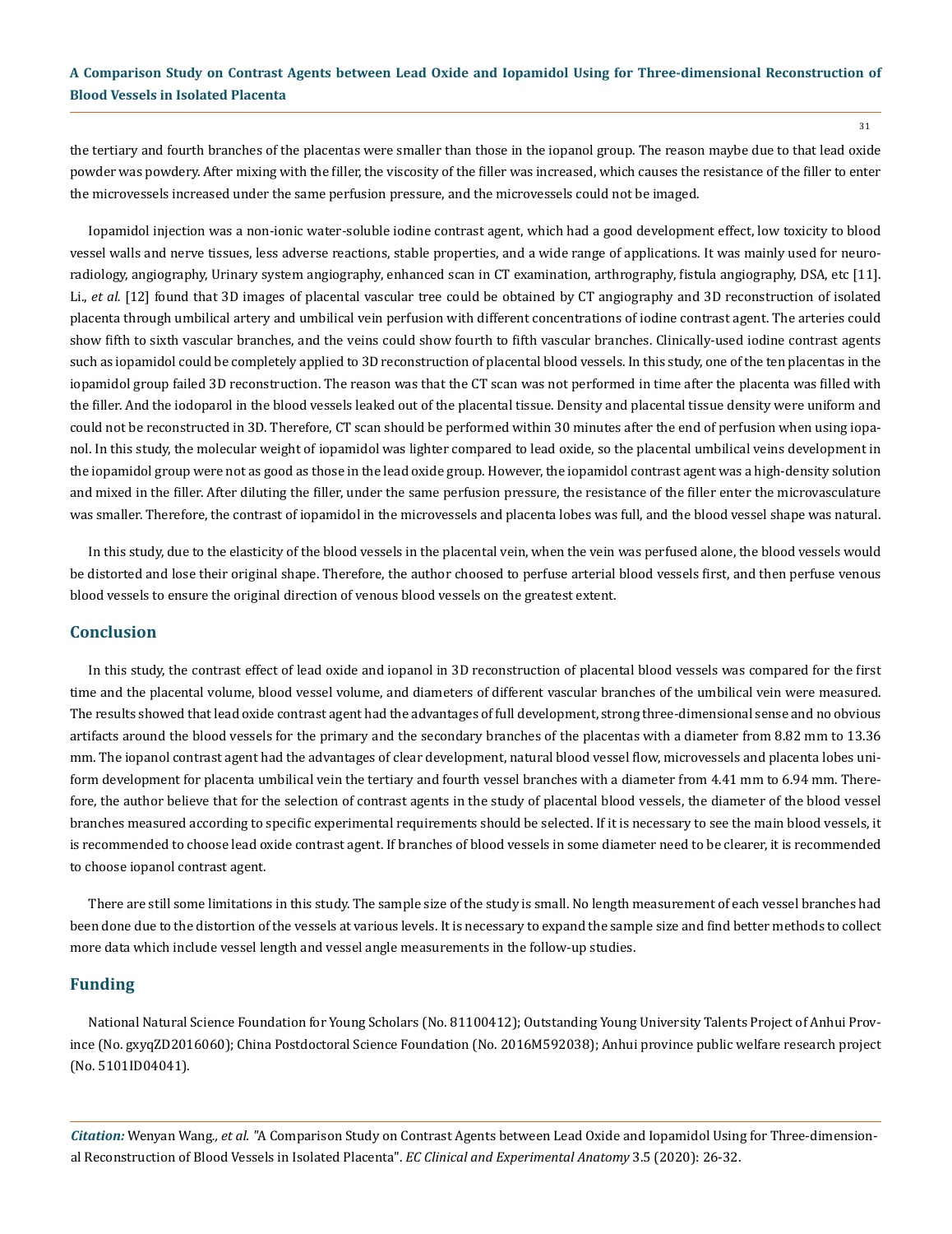the tertiary and fourth branches of the placentas were smaller than those in the iopanol group. The reason maybe due to that lead oxide powder was powdery. After mixing with the filler, the viscosity of the filler was increased, which causes the resistance of the filler to enter the microvessels increased under the same perfusion pressure, and the microvessels could not be imaged.

Iopamidol injection was a non-ionic water-soluble iodine contrast agent, which had a good development effect, low toxicity to blood vessel walls and nerve tissues, less adverse reactions, stable properties, and a wide range of applications. It was mainly used for neuroradiology, angiography, Urinary system angiography, enhanced scan in CT examination, arthrography, fistula angiography, DSA, etc [11]. Li., *et al.* [12] found that 3D images of placental vascular tree could be obtained by CT angiography and 3D reconstruction of isolated placenta through umbilical artery and umbilical vein perfusion with different concentrations of iodine contrast agent. The arteries could show fifth to sixth vascular branches, and the veins could show fourth to fifth vascular branches. Clinically-used iodine contrast agents such as iopamidol could be completely applied to 3D reconstruction of placental blood vessels. In this study, one of the ten placentas in the iopamidol group failed 3D reconstruction. The reason was that the CT scan was not performed in time after the placenta was filled with the filler. And the iodoparol in the blood vessels leaked out of the placental tissue. Density and placental tissue density were uniform and could not be reconstructed in 3D. Therefore, CT scan should be performed within 30 minutes after the end of perfusion when using iopanol. In this study, the molecular weight of iopamidol was lighter compared to lead oxide, so the placental umbilical veins development in the iopamidol group were not as good as those in the lead oxide group. However, the iopamidol contrast agent was a high-density solution and mixed in the filler. After diluting the filler, under the same perfusion pressure, the resistance of the filler enter the microvasculature was smaller. Therefore, the contrast of iopamidol in the microvessels and placenta lobes was full, and the blood vessel shape was natural.

In this study, due to the elasticity of the blood vessels in the placental vein, when the vein was perfused alone, the blood vessels would be distorted and lose their original shape. Therefore, the author choosed to perfuse arterial blood vessels first, and then perfuse venous blood vessels to ensure the original direction of venous blood vessels on the greatest extent.

## Conclusion

In this study, the contrast effect of lead oxide and iopanol in 3D reconstruction of placental blood vessels was compared for the first time and the placental volume, blood vessel volume, and diameters of different vascular branches of the umbilical vein were measured. The results showed that lead oxide contrast agent had the advantages of full development, strong three-dimensional sense and no obvious artifacts around the blood vessels for the primary and the secondary branches of the placentas with a diameter from 8.82 mm to 13.36 mm. The iopanol contrast agent had the advantages of clear development, natural blood vessel flow, microvessels and placenta lobes uniform development for placenta umbilical vein the tertiary and fourth vessel branches with a diameter from 4.41 mm to 6.94 mm. Therefore, the author believe that for the selection of contrast agents in the study of placental blood vessels, the diameter of the blood vessel branches measured according to specific experimental requirements should be selected. If it is necessary to see the main blood vessels, it is recommended to choose lead oxide contrast agent. If branches of blood vessels in some diameter need to be clearer, it is recommended to choose iopanol contrast agent.

There are still some limitations in this study. The sample size of the study is small. No length measurement of each vessel branches had been done due to the distortion of the vessels at various levels. It is necessary to expand the sample size and find better methods to collect more data which include vessel length and vessel angle measurements in the follow-up studies.

## Funding

National Natural Science Foundation for Young Scholars (No. 81100412); Outstanding Young University Talents Project of Anhui Province (No. gxyqZD2016060); China Postdoctoral Science Foundation (No. 2016M592038); Anhui province public welfare research project (No. 5101ID04041).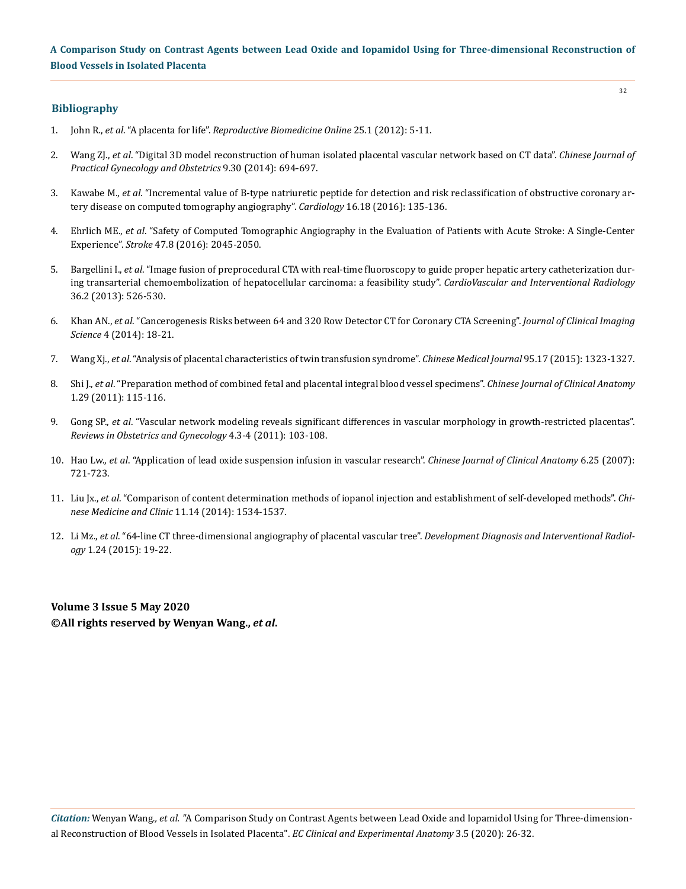## Bibliography

1. John R., *et al*. "A placenta for life". *Reproductive Biomedicine Online* 25.1 (2012): 5-11.
2. Wang ZJ., *et al*. "Digital 3D model reconstruction of human isolated placental vascular network based on CT data". *Chinese Journal of Practical Gynecology and Obstetrics* 9.30 (2014): 694-697.
3. Kawabe M., *et al*. "Incremental value of B-type natriuretic peptide for detection and risk reclassification of obstructive coronary artery disease on computed tomography angiography". *Cardiology* 16.18 (2016): 135-136.
4. Ehrlich ME., *et al*. "Safety of Computed Tomographic Angiography in the Evaluation of Patients with Acute Stroke: A Single-Center Experience". *Stroke* 47.8 (2016): 2045-2050.
5. Bargellini I., *et al*. "Image fusion of preprocedural CTA with real-time fluoroscopy to guide proper hepatic artery catheterization during transarterial chemoembolization of hepatocellular carcinoma: a feasibility study". *CardioVascular and Interventional Radiology* 36.2 (2013): 526-530.
6. Khan AN., *et al*. "Cancerogenesis Risks between 64 and 320 Row Detector CT for Coronary CTA Screening". *Journal of Clinical Imaging Science* 4 (2014): 18-21.
7. Wang Xj., *et al*. "Analysis of placental characteristics of twin transfusion syndrome". *Chinese Medical Journal* 95.17 (2015): 1323-1327.
8. Shi J., *et al*. "Preparation method of combined fetal and placental integral blood vessel specimens". *Chinese Journal of Clinical Anatomy* 1.29 (2011): 115-116.
9. Gong SP., *et al*. "Vascular network modeling reveals significant differences in vascular morphology in growth-restricted placentas". *Reviews in Obstetrics and Gynecology* 4.3-4 (2011): 103-108.
10. Hao Lw., *et al*. "Application of lead oxide suspension infusion in vascular research". *Chinese Journal of Clinical Anatomy* 6.25 (2007): 721-723.
11. Liu Jx., *et al*. "Comparison of content determination methods of iopanol injection and establishment of self-developed methods". *Chinese Medicine and Clinic* 11.14 (2014): 1534-1537.
12. Li Mz., *et al*. "64-line CT three-dimensional angiography of placental vascular tree". *Development Diagnosis and Interventional Radiology* 1.24 (2015): 19-22.

**Volume 3 Issue 5 May 2020**
**©All rights reserved by Wenyan Wang., *et al*.**